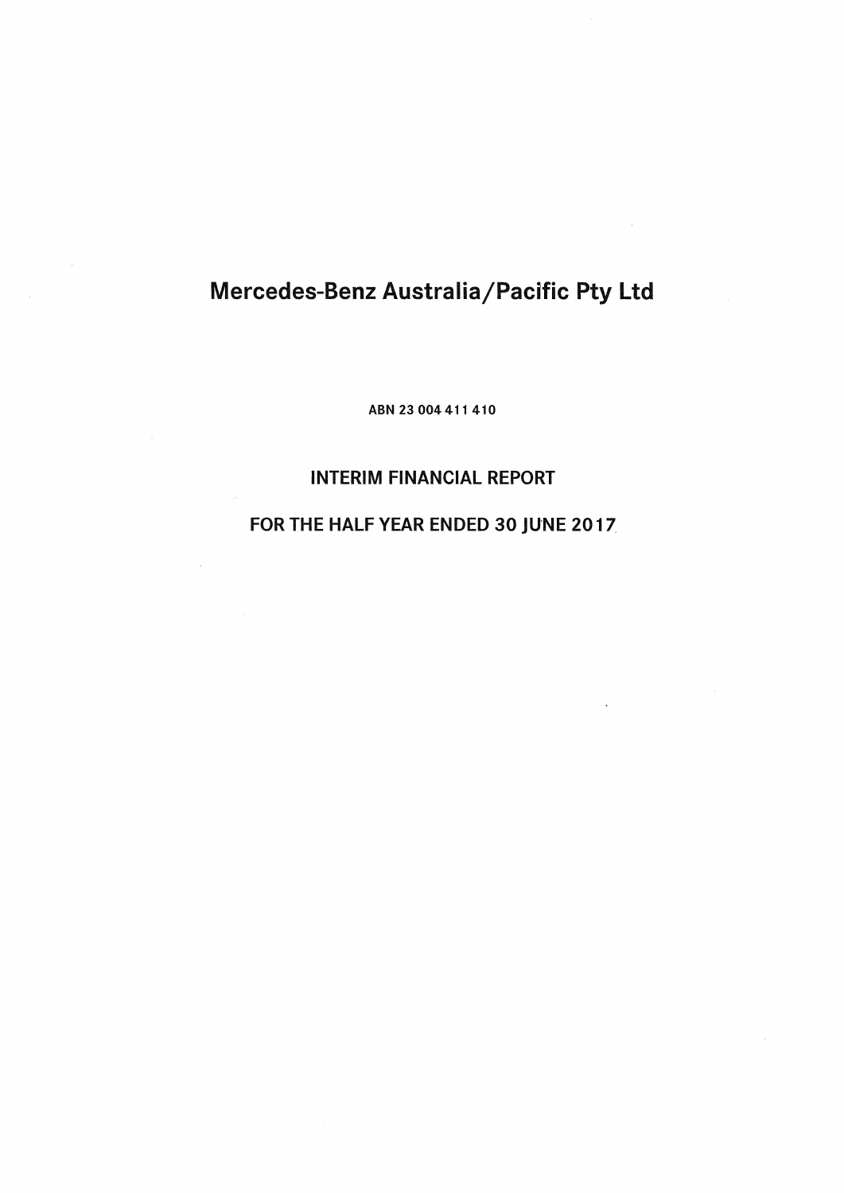# Mercedes-Benz Australia/Pacific Pty Ltd

ABN 23 004 411 410

## INTERIM FINANCIAL REPORT

## FOR THE HALF YEAR ENDED 30 JUNE 2017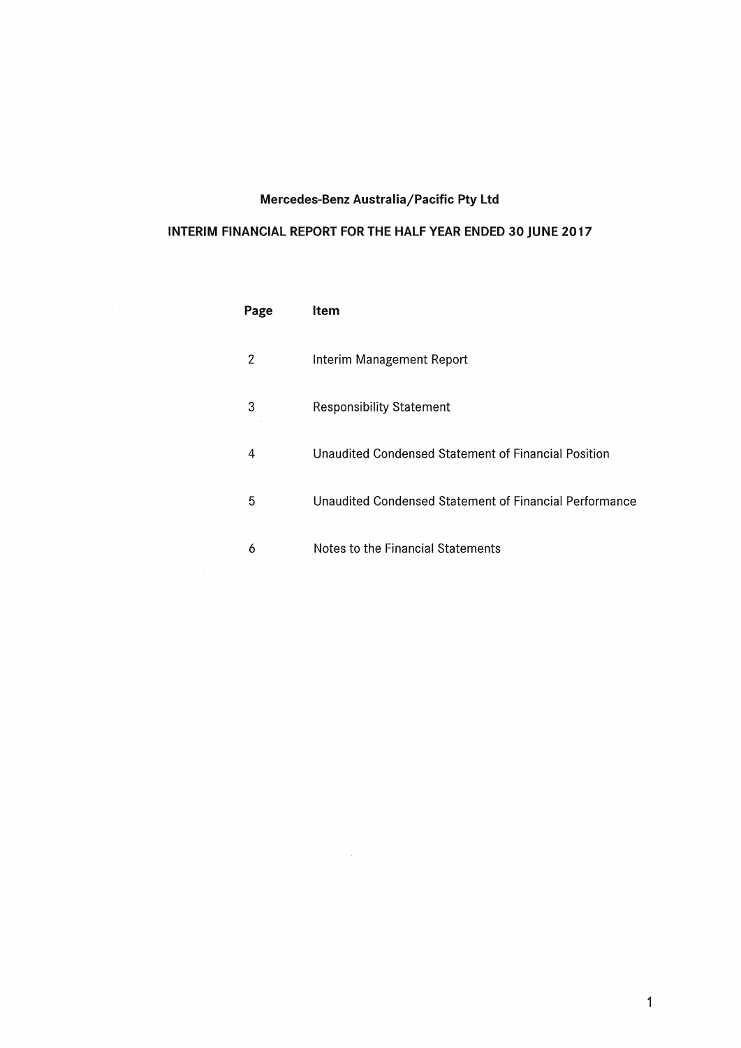# Mercedes-Benz Australia/Pacific Pty Ltd

## INTERIM FINANCIAL REPORT FOR THE HALF YEAR ENDED 30 JUNE 2017

| Page | Item |
|---|---|
| 2 | Interim Management Report |
| 3 | Responsibility Statement |
| 4 | Unaudited Condensed Statement of Financial Position |
| 5 | Unaudited Condensed Statement of Financial Performance |
| 6 | Notes to the Financial Statements |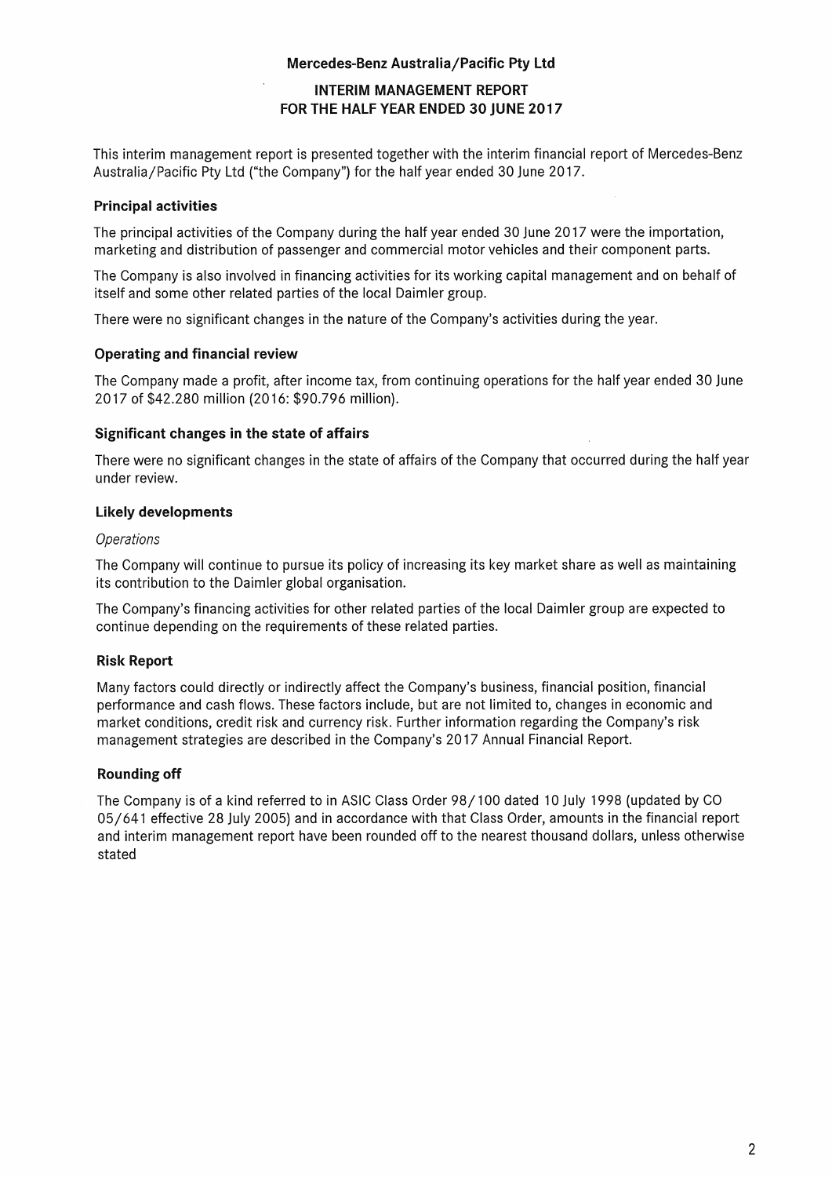# Mercedes-Benz Australia/Pacific Pty Ltd

## INTERIM MANAGEMENT REPORT
## FOR THE HALF YEAR ENDED 30 JUNE 2017

This interim management report is presented together with the interim financial report of Mercedes-Benz Australia/Pacific Pty Ltd ("the Company") for the half year ended 30 June 2017.

### Principal activities

The principal activities of the Company during the half year ended 30 June 2017 were the importation, marketing and distribution of passenger and commercial motor vehicles and their component parts.

The Company is also involved in financing activities for its working capital management and on behalf of itself and some other related parties of the local Daimler group.

There were no significant changes in the nature of the Company's activities during the year.

### Operating and financial review

The Company made a profit, after income tax, from continuing operations for the half year ended 30 June 2017 of $42.280 million (2016: $90.796 million).

### Significant changes in the state of affairs

There were no significant changes in the state of affairs of the Company that occurred during the half year under review.

### Likely developments

*Operations*

The Company will continue to pursue its policy of increasing its key market share as well as maintaining its contribution to the Daimler global organisation.

The Company's financing activities for other related parties of the local Daimler group are expected to continue depending on the requirements of these related parties.

### Risk Report

Many factors could directly or indirectly affect the Company's business, financial position, financial performance and cash flows. These factors include, but are not limited to, changes in economic and market conditions, credit risk and currency risk. Further information regarding the Company's risk management strategies are described in the Company's 2017 Annual Financial Report.

### Rounding off

The Company is of a kind referred to in ASIC Class Order 98/100 dated 10 July 1998 (updated by CO 05/641 effective 28 July 2005) and in accordance with that Class Order, amounts in the financial report and interim management report have been rounded off to the nearest thousand dollars, unless otherwise stated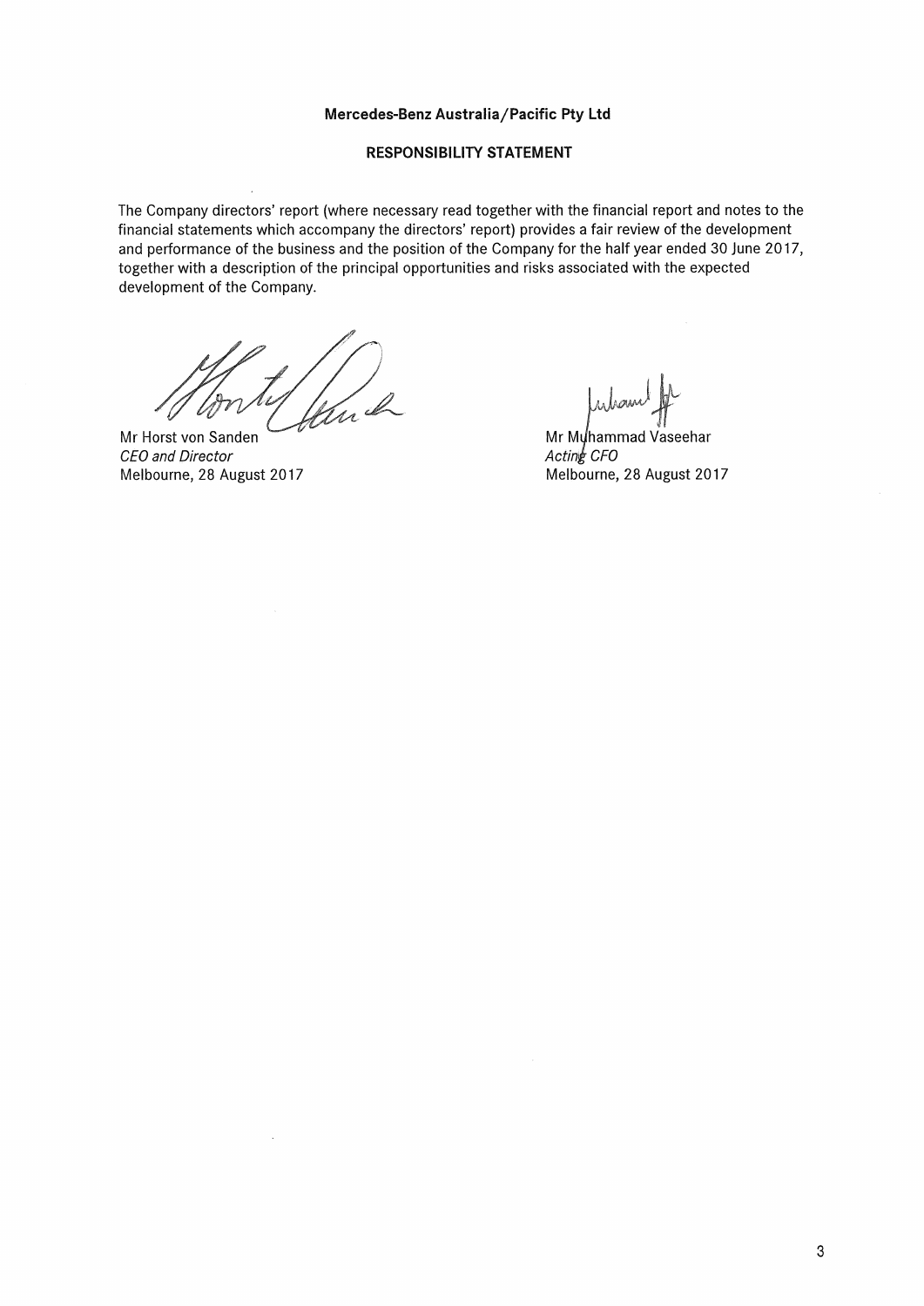**Mercedes-Benz Australia/Pacific Pty Ltd**

**RESPONSIBILITY STATEMENT**

The Company directors' report (where necessary read together with the financial report and notes to the financial statements which accompany the directors' report) provides a fair review of the development and performance of the business and the position of the Company for the half year ended 30 June 2017, together with a description of the principal opportunities and risks associated with the expected development of the Company.

Mr Horst von Sanden
*CEO and Director*
Melbourne, 28 August 2017

Mr Muhammad Vaseehar
*Acting CFO*
Melbourne, 28 August 2017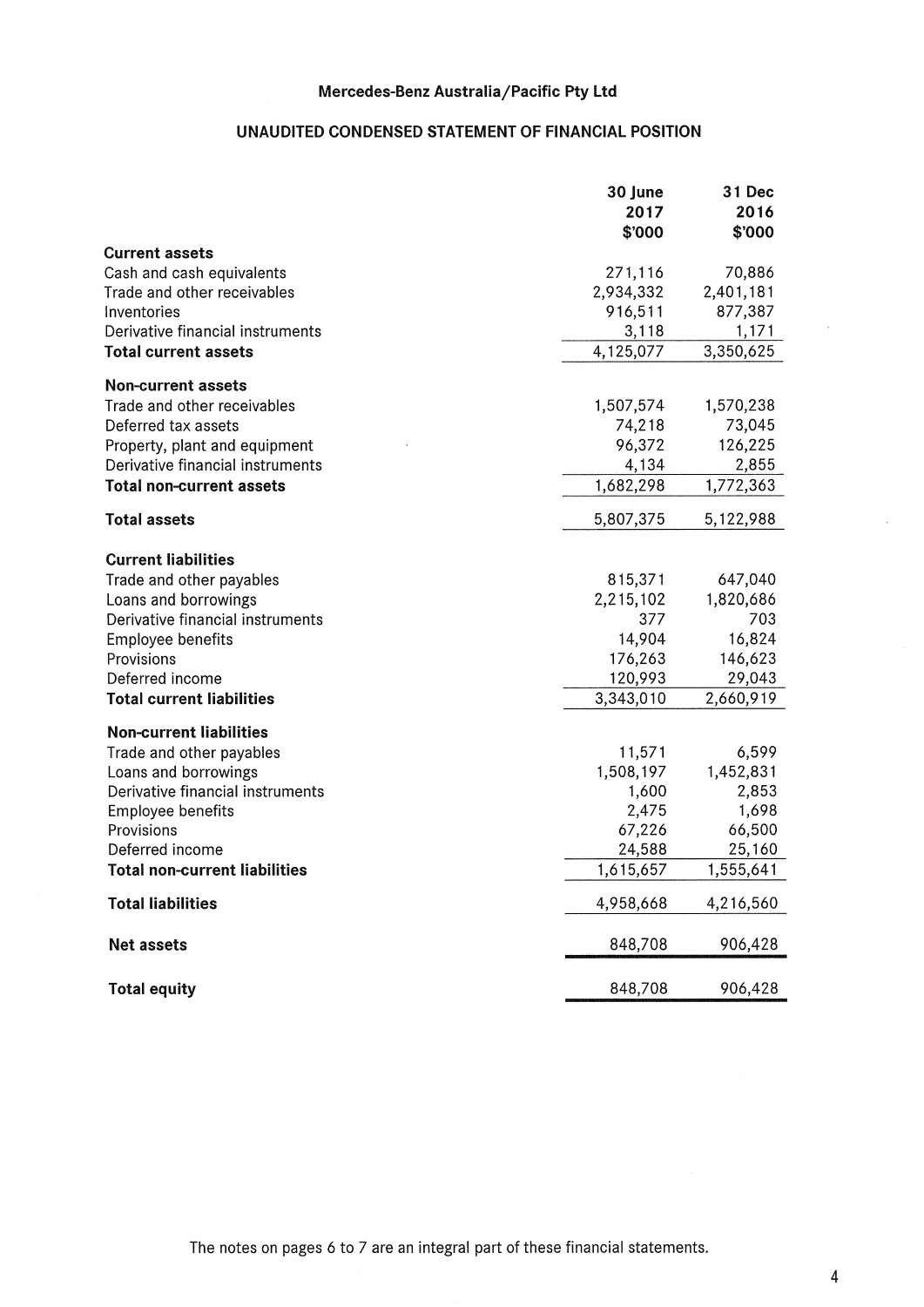## Mercedes-Benz Australia/Pacific Pty Ltd

### UNAUDITED CONDENSED STATEMENT OF FINANCIAL POSITION

| | 30 June 2017 $'000 | 31 Dec 2016 $'000 |
|---|---|---|
| **Current assets** | | |
| Cash and cash equivalents | 271,116 | 70,886 |
| Trade and other receivables | 2,934,332 | 2,401,181 |
| Inventories | 916,511 | 877,387 |
| Derivative financial instruments | 3,118 | 1,171 |
| **Total current assets** | 4,125,077 | 3,350,625 |
| **Non-current assets** | | |
| Trade and other receivables | 1,507,574 | 1,570,238 |
| Deferred tax assets | 74,218 | 73,045 |
| Property, plant and equipment | 96,372 | 126,225 |
| Derivative financial instruments | 4,134 | 2,855 |
| **Total non-current assets** | 1,682,298 | 1,772,363 |
| **Total assets** | 5,807,375 | 5,122,988 |
| **Current liabilities** | | |
| Trade and other payables | 815,371 | 647,040 |
| Loans and borrowings | 2,215,102 | 1,820,686 |
| Derivative financial instruments | 377 | 703 |
| Employee benefits | 14,904 | 16,824 |
| Provisions | 176,263 | 146,623 |
| Deferred income | 120,993 | 29,043 |
| **Total current liabilities** | 3,343,010 | 2,660,919 |
| **Non-current liabilities** | | |
| Trade and other payables | 11,571 | 6,599 |
| Loans and borrowings | 1,508,197 | 1,452,831 |
| Derivative financial instruments | 1,600 | 2,853 |
| Employee benefits | 2,475 | 1,698 |
| Provisions | 67,226 | 66,500 |
| Deferred income | 24,588 | 25,160 |
| **Total non-current liabilities** | 1,615,657 | 1,555,641 |
| **Total liabilities** | 4,958,668 | 4,216,560 |
| **Net assets** | 848,708 | 906,428 |
| **Total equity** | 848,708 | 906,428 |

The notes on pages 6 to 7 are an integral part of these financial statements.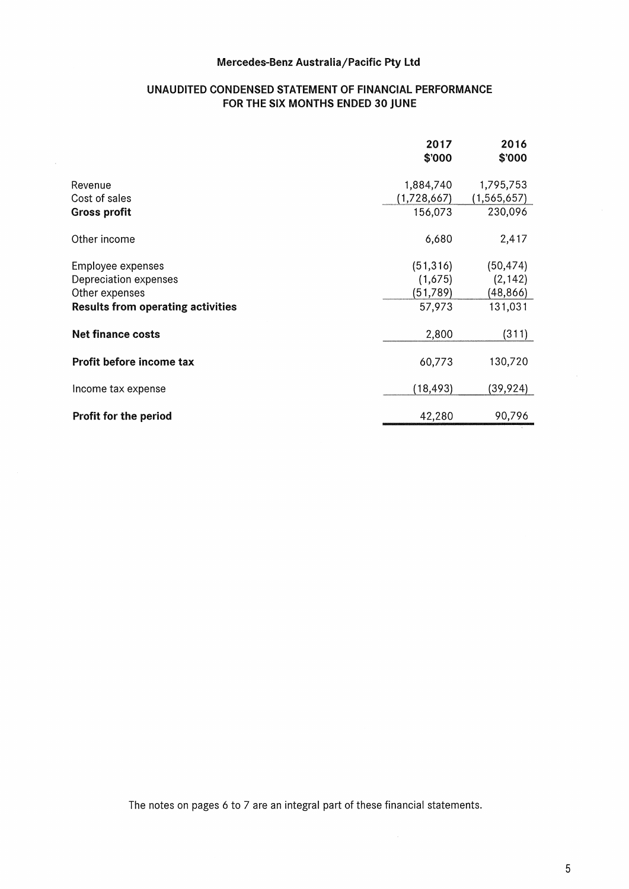# Mercedes-Benz Australia/Pacific Pty Ltd

## UNAUDITED CONDENSED STATEMENT OF FINANCIAL PERFORMANCE FOR THE SIX MONTHS ENDED 30 JUNE

| | 2017 $'000 | 2016 $'000 |
|---|---|---|
| Revenue | 1,884,740 | 1,795,753 |
| Cost of sales | (1,728,667) | (1,565,657) |
| **Gross profit** | 156,073 | 230,096 |
| Other income | 6,680 | 2,417 |
| Employee expenses | (51,316) | (50,474) |
| Depreciation expenses | (1,675) | (2,142) |
| Other expenses | (51,789) | (48,866) |
| **Results from operating activities** | 57,973 | 131,031 |
| **Net finance costs** | 2,800 | (311) |
| **Profit before income tax** | 60,773 | 130,720 |
| Income tax expense | (18,493) | (39,924) |
| **Profit for the period** | 42,280 | 90,796 |

The notes on pages 6 to 7 are an integral part of these financial statements.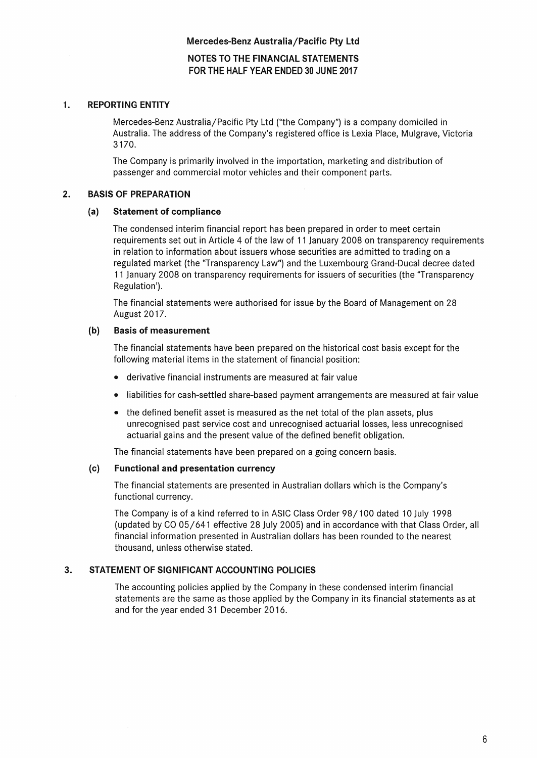**Mercedes-Benz Australia/Pacific Pty Ltd**

**NOTES TO THE FINANCIAL STATEMENTS**
**FOR THE HALF YEAR ENDED 30 JUNE 2017**

## 1. REPORTING ENTITY

Mercedes-Benz Australia/Pacific Pty Ltd ("the Company") is a company domiciled in Australia. The address of the Company's registered office is Lexia Place, Mulgrave, Victoria 3170.

The Company is primarily involved in the importation, marketing and distribution of passenger and commercial motor vehicles and their component parts.

## 2. BASIS OF PREPARATION

### (a) Statement of compliance

The condensed interim financial report has been prepared in order to meet certain requirements set out in Article 4 of the law of 11 January 2008 on transparency requirements in relation to information about issuers whose securities are admitted to trading on a regulated market (the "Transparency Law") and the Luxembourg Grand-Ducal decree dated 11 January 2008 on transparency requirements for issuers of securities (the "Transparency Regulation').

The financial statements were authorised for issue by the Board of Management on 28 August 2017.

### (b) Basis of measurement

The financial statements have been prepared on the historical cost basis except for the following material items in the statement of financial position:

- derivative financial instruments are measured at fair value
- liabilities for cash-settled share-based payment arrangements are measured at fair value
- the defined benefit asset is measured as the net total of the plan assets, plus unrecognised past service cost and unrecognised actuarial losses, less unrecognised actuarial gains and the present value of the defined benefit obligation.

The financial statements have been prepared on a going concern basis.

### (c) Functional and presentation currency

The financial statements are presented in Australian dollars which is the Company's functional currency.

The Company is of a kind referred to in ASIC Class Order 98/100 dated 10 July 1998 (updated by CO 05/641 effective 28 July 2005) and in accordance with that Class Order, all financial information presented in Australian dollars has been rounded to the nearest thousand, unless otherwise stated.

## 3. STATEMENT OF SIGNIFICANT ACCOUNTING POLICIES

The accounting policies applied by the Company in these condensed interim financial statements are the same as those applied by the Company in its financial statements as at and for the year ended 31 December 2016.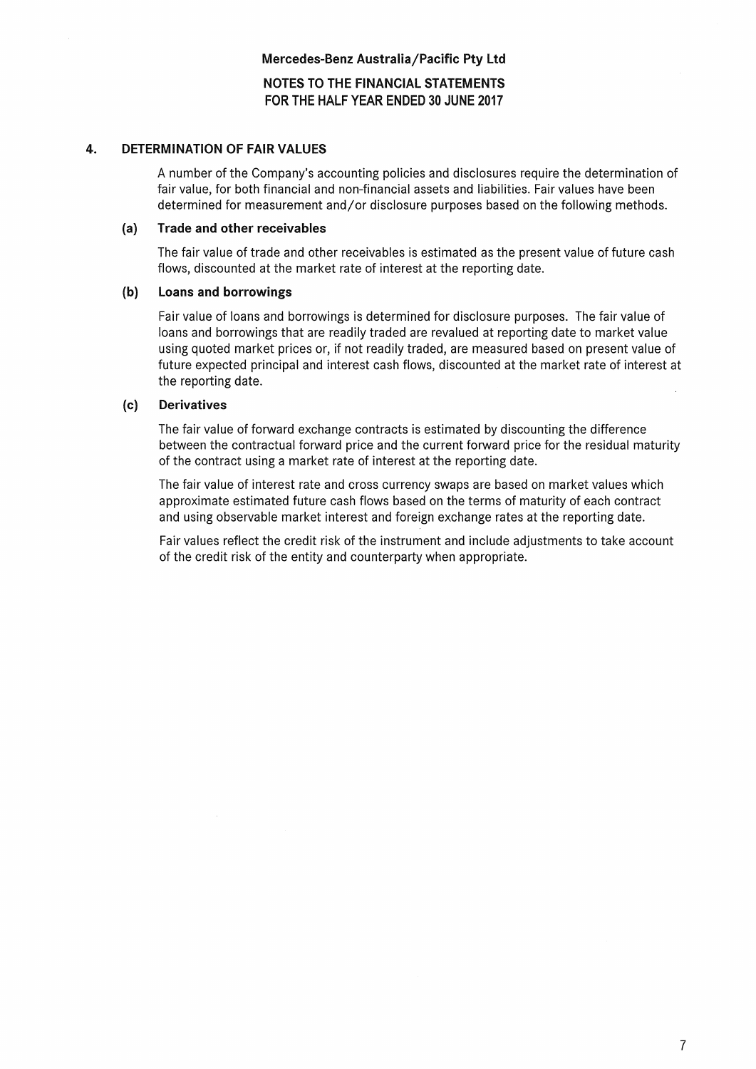## 4. DETERMINATION OF FAIR VALUES

A number of the Company's accounting policies and disclosures require the determination of fair value, for both financial and non-financial assets and liabilities. Fair values have been determined for measurement and/or disclosure purposes based on the following methods.

### (a) Trade and other receivables

The fair value of trade and other receivables is estimated as the present value of future cash flows, discounted at the market rate of interest at the reporting date.

### (b) Loans and borrowings

Fair value of loans and borrowings is determined for disclosure purposes. The fair value of loans and borrowings that are readily traded are revalued at reporting date to market value using quoted market prices or, if not readily traded, are measured based on present value of future expected principal and interest cash flows, discounted at the market rate of interest at the reporting date.

### (c) Derivatives

The fair value of forward exchange contracts is estimated by discounting the difference between the contractual forward price and the current forward price for the residual maturity of the contract using a market rate of interest at the reporting date.

The fair value of interest rate and cross currency swaps are based on market values which approximate estimated future cash flows based on the terms of maturity of each contract and using observable market interest and foreign exchange rates at the reporting date.

Fair values reflect the credit risk of the instrument and include adjustments to take account of the credit risk of the entity and counterparty when appropriate.